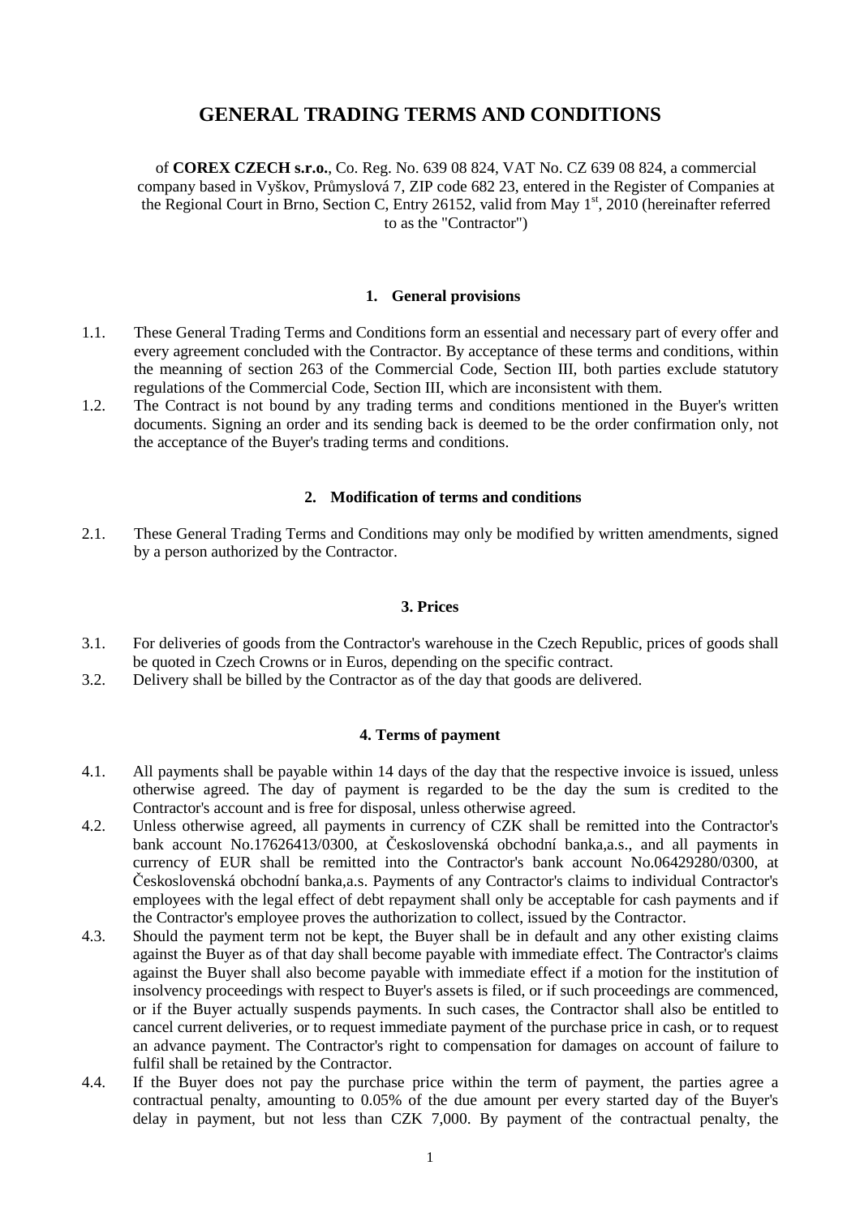# GENERAL TRADING TERMS AND CONDITIONS

of **COREX CZECH s.r.o.**, Co. Reg. No. 639 08 824, VAT No. CZ 639 08 824, a commercial company based in Vyškov, Průmyslová 7, ZIP code 682 23, entered in the Register of Companies at the Regional Court in Brno, Section C, Entry 26152, valid from May 1st, 2010 (hereinafter referred to as the "Contractor")

## 1. General provisions

1.1. These General Trading Terms and Conditions form an essential and necessary part of every offer and every agreement concluded with the Contractor. By acceptance of these terms and conditions, within the meanning of section 263 of the Commercial Code, Section III, both parties exclude statutory regulations of the Commercial Code, Section III, which are inconsistent with them.

1.2. The Contract is not bound by any trading terms and conditions mentioned in the Buyer's written documents. Signing an order and its sending back is deemed to be the order confirmation only, not the acceptance of the Buyer's trading terms and conditions.

## 2. Modification of terms and conditions

2.1. These General Trading Terms and Conditions may only be modified by written amendments, signed by a person authorized by the Contractor.

## 3. Prices

3.1. For deliveries of goods from the Contractor's warehouse in the Czech Republic, prices of goods shall be quoted in Czech Crowns or in Euros, depending on the specific contract.

3.2. Delivery shall be billed by the Contractor as of the day that goods are delivered.

## 4. Terms of payment

4.1. All payments shall be payable within 14 days of the day that the respective invoice is issued, unless otherwise agreed. The day of payment is regarded to be the day the sum is credited to the Contractor's account and is free for disposal, unless otherwise agreed.

4.2. Unless otherwise agreed, all payments in currency of CZK shall be remitted into the Contractor's bank account No.17626413/0300, at Československá obchodní banka,a.s., and all payments in currency of EUR shall be remitted into the Contractor's bank account No.06429280/0300, at Československá obchodní banka,a.s. Payments of any Contractor's claims to individual Contractor's employees with the legal effect of debt repayment shall only be acceptable for cash payments and if the Contractor's employee proves the authorization to collect, issued by the Contractor.

4.3. Should the payment term not be kept, the Buyer shall be in default and any other existing claims against the Buyer as of that day shall become payable with immediate effect. The Contractor's claims against the Buyer shall also become payable with immediate effect if a motion for the institution of insolvency proceedings with respect to Buyer's assets is filed, or if such proceedings are commenced, or if the Buyer actually suspends payments. In such cases, the Contractor shall also be entitled to cancel current deliveries, or to request immediate payment of the purchase price in cash, or to request an advance payment. The Contractor's right to compensation for damages on account of failure to fulfil shall be retained by the Contractor.

4.4. If the Buyer does not pay the purchase price within the term of payment, the parties agree a contractual penalty, amounting to 0.05% of the due amount per every started day of the Buyer's delay in payment, but not less than CZK 7,000. By payment of the contractual penalty, the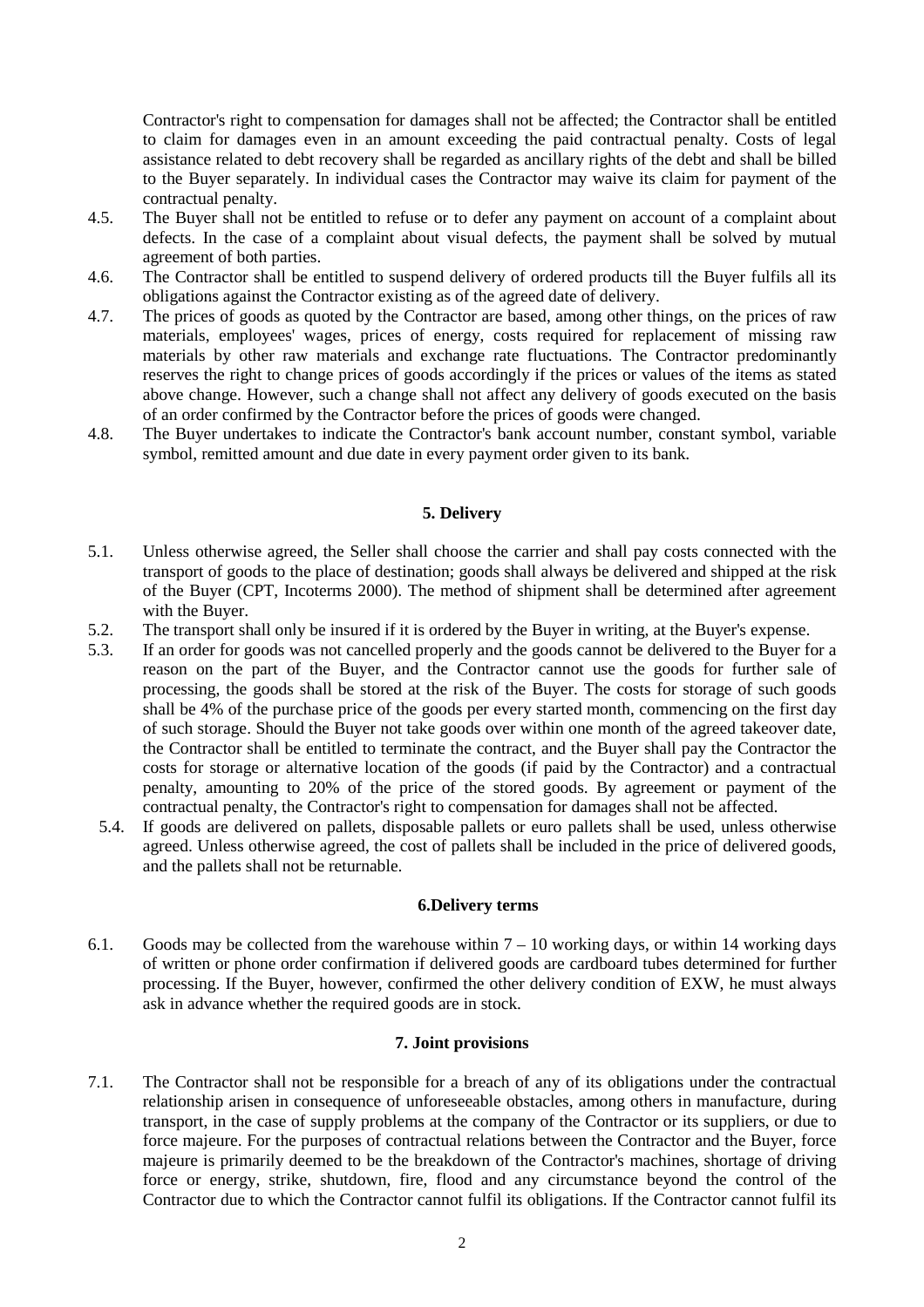Contractor's right to compensation for damages shall not be affected; the Contractor shall be entitled to claim for damages even in an amount exceeding the paid contractual penalty. Costs of legal assistance related to debt recovery shall be regarded as ancillary rights of the debt and shall be billed to the Buyer separately. In individual cases the Contractor may waive its claim for payment of the contractual penalty.

4.5. The Buyer shall not be entitled to refuse or to defer any payment on account of a complaint about defects. In the case of a complaint about visual defects, the payment shall be solved by mutual agreement of both parties.

4.6. The Contractor shall be entitled to suspend delivery of ordered products till the Buyer fulfils all its obligations against the Contractor existing as of the agreed date of delivery.

4.7. The prices of goods as quoted by the Contractor are based, among other things, on the prices of raw materials, employees' wages, prices of energy, costs required for replacement of missing raw materials by other raw materials and exchange rate fluctuations. The Contractor predominantly reserves the right to change prices of goods accordingly if the prices or values of the items as stated above change. However, such a change shall not affect any delivery of goods executed on the basis of an order confirmed by the Contractor before the prices of goods were changed.

4.8. The Buyer undertakes to indicate the Contractor's bank account number, constant symbol, variable symbol, remitted amount and due date in every payment order given to its bank.

## 5. Delivery

5.1. Unless otherwise agreed, the Seller shall choose the carrier and shall pay costs connected with the transport of goods to the place of destination; goods shall always be delivered and shipped at the risk of the Buyer (CPT, Incoterms 2000). The method of shipment shall be determined after agreement with the Buyer.

5.2. The transport shall only be insured if it is ordered by the Buyer in writing, at the Buyer's expense.

5.3. If an order for goods was not cancelled properly and the goods cannot be delivered to the Buyer for a reason on the part of the Buyer, and the Contractor cannot use the goods for further sale of processing, the goods shall be stored at the risk of the Buyer. The costs for storage of such goods shall be 4% of the purchase price of the goods per every started month, commencing on the first day of such storage. Should the Buyer not take goods over within one month of the agreed takeover date, the Contractor shall be entitled to terminate the contract, and the Buyer shall pay the Contractor the costs for storage or alternative location of the goods (if paid by the Contractor) and a contractual penalty, amounting to 20% of the price of the stored goods. By agreement or payment of the contractual penalty, the Contractor's right to compensation for damages shall not be affected.

5.4. If goods are delivered on pallets, disposable pallets or euro pallets shall be used, unless otherwise agreed. Unless otherwise agreed, the cost of pallets shall be included in the price of delivered goods, and the pallets shall not be returnable.

## 6.Delivery terms

6.1. Goods may be collected from the warehouse within 7 – 10 working days, or within 14 working days of written or phone order confirmation if delivered goods are cardboard tubes determined for further processing. If the Buyer, however, confirmed the other delivery condition of EXW, he must always ask in advance whether the required goods are in stock.

## 7. Joint provisions

7.1. The Contractor shall not be responsible for a breach of any of its obligations under the contractual relationship arisen in consequence of unforeseeable obstacles, among others in manufacture, during transport, in the case of supply problems at the company of the Contractor or its suppliers, or due to force majeure. For the purposes of contractual relations between the Contractor and the Buyer, force majeure is primarily deemed to be the breakdown of the Contractor's machines, shortage of driving force or energy, strike, shutdown, fire, flood and any circumstance beyond the control of the Contractor due to which the Contractor cannot fulfil its obligations. If the Contractor cannot fulfil its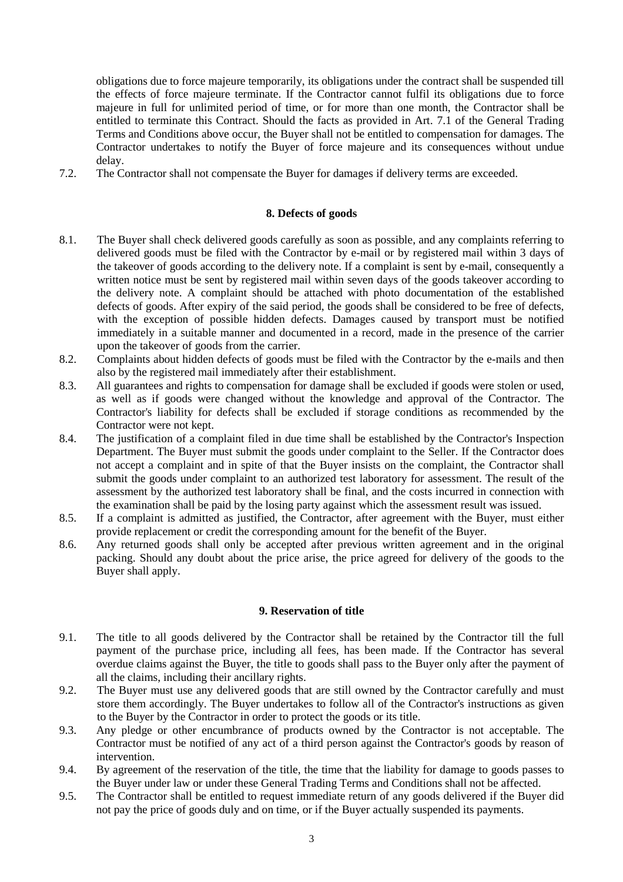obligations due to force majeure temporarily, its obligations under the contract shall be suspended till the effects of force majeure terminate. If the Contractor cannot fulfil its obligations due to force majeure in full for unlimited period of time, or for more than one month, the Contractor shall be entitled to terminate this Contract. Should the facts as provided in Art. 7.1 of the General Trading Terms and Conditions above occur, the Buyer shall not be entitled to compensation for damages. The Contractor undertakes to notify the Buyer of force majeure and its consequences without undue delay.

7.2. The Contractor shall not compensate the Buyer for damages if delivery terms are exceeded.

## 8. Defects of goods

8.1. The Buyer shall check delivered goods carefully as soon as possible, and any complaints referring to delivered goods must be filed with the Contractor by e-mail or by registered mail within 3 days of the takeover of goods according to the delivery note. If a complaint is sent by e-mail, consequently a written notice must be sent by registered mail within seven days of the goods takeover according to the delivery note. A complaint should be attached with photo documentation of the established defects of goods. After expiry of the said period, the goods shall be considered to be free of defects, with the exception of possible hidden defects. Damages caused by transport must be notified immediately in a suitable manner and documented in a record, made in the presence of the carrier upon the takeover of goods from the carrier.

8.2. Complaints about hidden defects of goods must be filed with the Contractor by the e-mails and then also by the registered mail immediately after their establishment.

8.3. All guarantees and rights to compensation for damage shall be excluded if goods were stolen or used, as well as if goods were changed without the knowledge and approval of the Contractor. The Contractor's liability for defects shall be excluded if storage conditions as recommended by the Contractor were not kept.

8.4. The justification of a complaint filed in due time shall be established by the Contractor's Inspection Department. The Buyer must submit the goods under complaint to the Seller. If the Contractor does not accept a complaint and in spite of that the Buyer insists on the complaint, the Contractor shall submit the goods under complaint to an authorized test laboratory for assessment. The result of the assessment by the authorized test laboratory shall be final, and the costs incurred in connection with the examination shall be paid by the losing party against which the assessment result was issued.

8.5. If a complaint is admitted as justified, the Contractor, after agreement with the Buyer, must either provide replacement or credit the corresponding amount for the benefit of the Buyer.

8.6. Any returned goods shall only be accepted after previous written agreement and in the original packing. Should any doubt about the price arise, the price agreed for delivery of the goods to the Buyer shall apply.

## 9. Reservation of title

9.1. The title to all goods delivered by the Contractor shall be retained by the Contractor till the full payment of the purchase price, including all fees, has been made. If the Contractor has several overdue claims against the Buyer, the title to goods shall pass to the Buyer only after the payment of all the claims, including their ancillary rights.

9.2. The Buyer must use any delivered goods that are still owned by the Contractor carefully and must store them accordingly. The Buyer undertakes to follow all of the Contractor's instructions as given to the Buyer by the Contractor in order to protect the goods or its title.

9.3. Any pledge or other encumbrance of products owned by the Contractor is not acceptable. The Contractor must be notified of any act of a third person against the Contractor's goods by reason of intervention.

9.4. By agreement of the reservation of the title, the time that the liability for damage to goods passes to the Buyer under law or under these General Trading Terms and Conditions shall not be affected.

9.5. The Contractor shall be entitled to request immediate return of any goods delivered if the Buyer did not pay the price of goods duly and on time, or if the Buyer actually suspended its payments.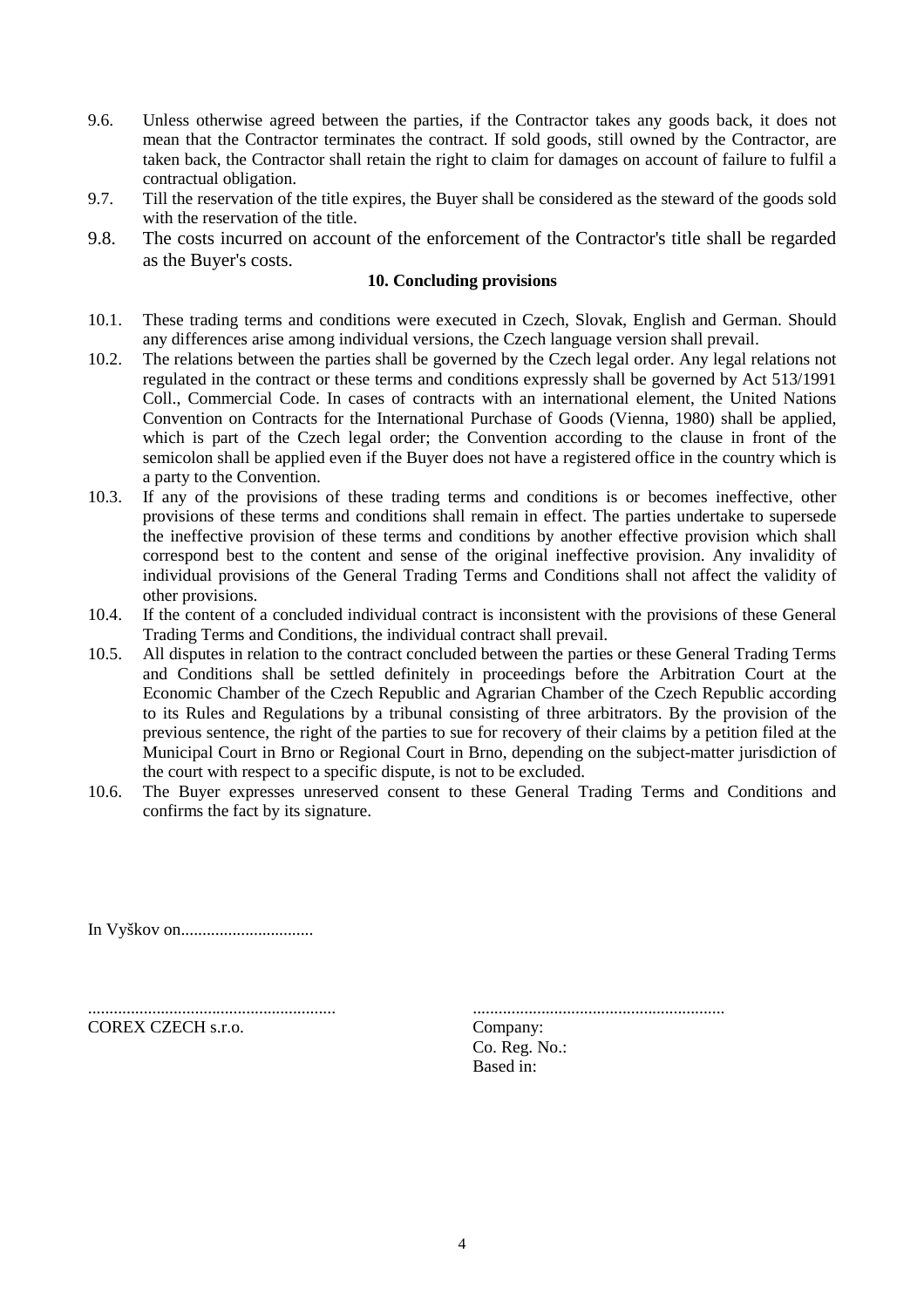9.6. Unless otherwise agreed between the parties, if the Contractor takes any goods back, it does not mean that the Contractor terminates the contract. If sold goods, still owned by the Contractor, are taken back, the Contractor shall retain the right to claim for damages on account of failure to fulfil a contractual obligation.

9.7. Till the reservation of the title expires, the Buyer shall be considered as the steward of the goods sold with the reservation of the title.

9.8. The costs incurred on account of the enforcement of the Contractor's title shall be regarded as the Buyer's costs.

## 10. Concluding provisions

10.1. These trading terms and conditions were executed in Czech, Slovak, English and German. Should any differences arise among individual versions, the Czech language version shall prevail.

10.2. The relations between the parties shall be governed by the Czech legal order. Any legal relations not regulated in the contract or these terms and conditions expressly shall be governed by Act 513/1991 Coll., Commercial Code. In cases of contracts with an international element, the United Nations Convention on Contracts for the International Purchase of Goods (Vienna, 1980) shall be applied, which is part of the Czech legal order; the Convention according to the clause in front of the semicolon shall be applied even if the Buyer does not have a registered office in the country which is a party to the Convention.

10.3. If any of the provisions of these trading terms and conditions is or becomes ineffective, other provisions of these terms and conditions shall remain in effect. The parties undertake to supersede the ineffective provision of these terms and conditions by another effective provision which shall correspond best to the content and sense of the original ineffective provision. Any invalidity of individual provisions of the General Trading Terms and Conditions shall not affect the validity of other provisions.

10.4. If the content of a concluded individual contract is inconsistent with the provisions of these General Trading Terms and Conditions, the individual contract shall prevail.

10.5. All disputes in relation to the contract concluded between the parties or these General Trading Terms and Conditions shall be settled definitely in proceedings before the Arbitration Court at the Economic Chamber of the Czech Republic and Agrarian Chamber of the Czech Republic according to its Rules and Regulations by a tribunal consisting of three arbitrators. By the provision of the previous sentence, the right of the parties to sue for recovery of their claims by a petition filed at the Municipal Court in Brno or Regional Court in Brno, depending on the subject-matter jurisdiction of the court with respect to a specific dispute, is not to be excluded.

10.6. The Buyer expresses unreserved consent to these General Trading Terms and Conditions and confirms the fact by its signature.

In Vyškov on...............................

.......................................................... 
COREX CZECH s.r.o.

..........................................................
Company:
Co. Reg. No.:
Based in: